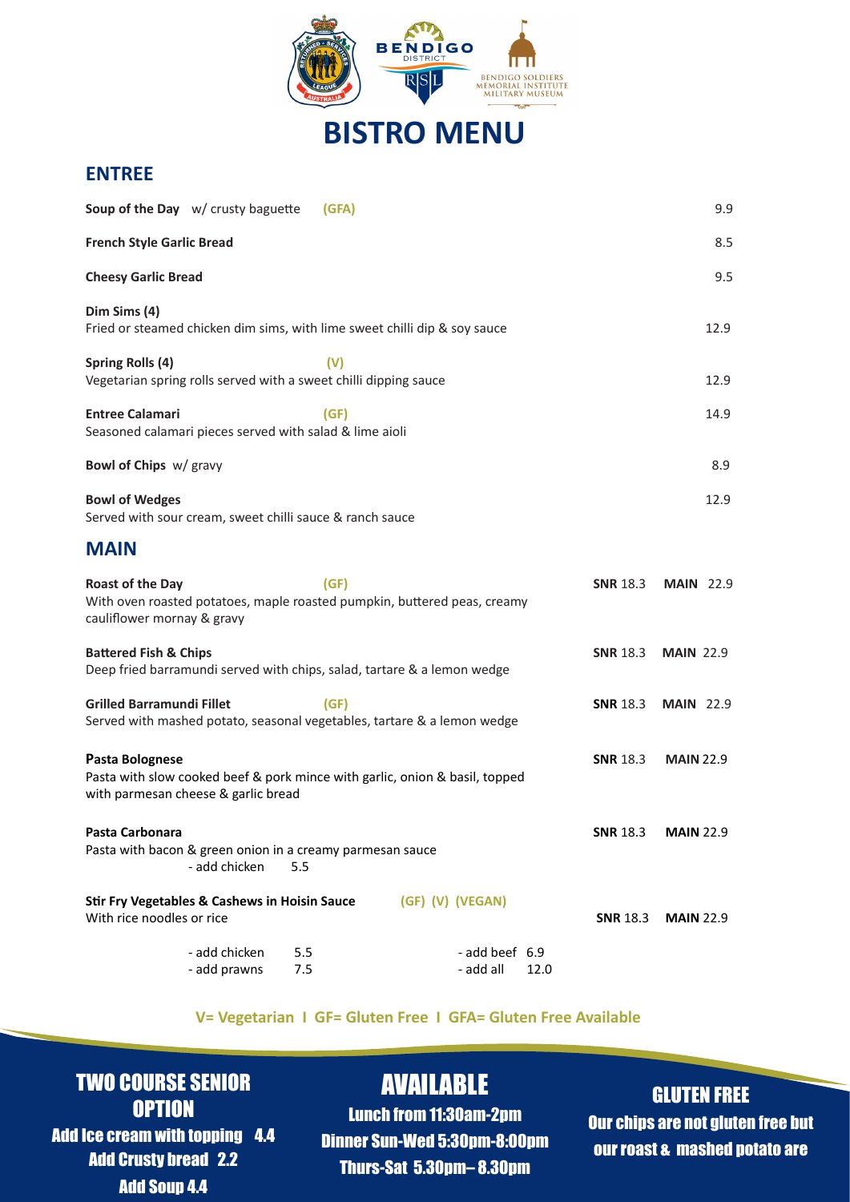# BISTRO MENU

## ENTREE

**Soup of the Day** w/ crusty baguette **(GFA)** 9.9

**French Style Garlic Bread** 8.5

**Cheesy Garlic Bread** 9.5

**Dim Sims (4)**
Fried or steamed chicken dim sims, with lime sweet chilli dip & soy sauce 12.9

**Spring Rolls (4)** **(V)**
Vegetarian spring rolls served with a sweet chilli dipping sauce 12.9

**Entree Calamari** **(GF)** 14.9
Seasoned calamari pieces served with salad & lime aioli

**Bowl of Chips** w/ gravy 8.9

**Bowl of Wedges** 12.9
Served with sour cream, sweet chilli sauce & ranch sauce

## MAIN

**Roast of the Day** **(GF)** **SNR** 18.3 **MAIN** 22.9
With oven roasted potatoes, maple roasted pumpkin, buttered peas, creamy cauliflower mornay & gravy

**Battered Fish & Chips** **SNR** 18.3 **MAIN** 22.9
Deep fried barramundi served with chips, salad, tartare & a lemon wedge

**Grilled Barramundi Fillet** **(GF)** **SNR** 18.3 **MAIN** 22.9
Served with mashed potato, seasonal vegetables, tartare & a lemon wedge

**Pasta Bolognese** **SNR** 18.3 **MAIN** 22.9
Pasta with slow cooked beef & pork mince with garlic, onion & basil, topped with parmesan cheese & garlic bread

**Pasta Carbonara** **SNR** 18.3 **MAIN** 22.9
Pasta with bacon & green onion in a creamy parmesan sauce
- add chicken 5.5

**Stir Fry Vegetables & Cashews in Hoisin Sauce** **(GF) (V) (VEGAN)**
With rice noodles or rice **SNR** 18.3 **MAIN** 22.9
- add chicken 5.5
- add prawns 7.5
- add beef 6.9
- add all 12.0

**V= Vegetarian I GF= Gluten Free I GFA= Gluten Free Available**

### TWO COURSE SENIOR OPTION
Add Ice cream with topping 4.4
Add Crusty bread 2.2
Add Soup 4.4

### AVAILABLE
Lunch from 11:30am-2pm
Dinner Sun-Wed 5:30pm-8:00pm
Thurs-Sat 5.30pm– 8.30pm

### GLUTEN FREE
Our chips are not gluten free but our roast & mashed potato are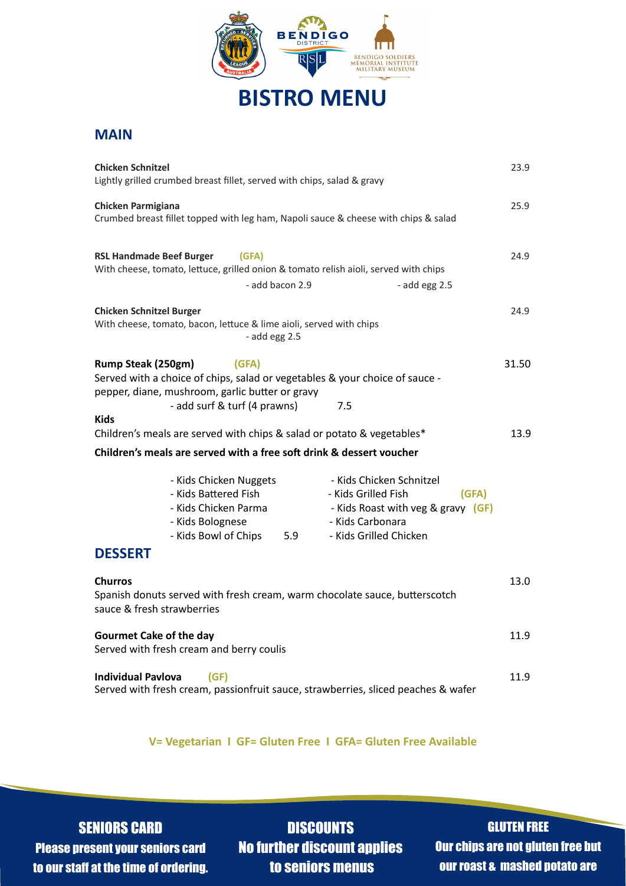# BISTRO MENU

## MAIN

**Chicken Schnitzel** 23.9
Lightly grilled crumbed breast fillet, served with chips, salad & gravy

**Chicken Parmigiana** 25.9
Crumbed breast fillet topped with leg ham, Napoli sauce & cheese with chips & salad

**RSL Handmade Beef Burger** (GFA) 24.9
With cheese, tomato, lettuce, grilled onion & tomato relish aioli, served with chips
- add bacon 2.9
- add egg 2.5

**Chicken Schnitzel Burger** 24.9
With cheese, tomato, bacon, lettuce & lime aioli, served with chips
- add egg 2.5

**Rump Steak (250gm)** (GFA) 31.50
Served with a choice of chips, salad or vegetables & your choice of sauce - pepper, diane, mushroom, garlic butter or gravy
- add surf & turf (4 prawns) 7.5

**Kids**
Children's meals are served with chips & salad or potato & vegetables* 13.9

**Children's meals are served with a free soft drink & dessert voucher**

- Kids Chicken Nuggets
- Kids Battered Fish
- Kids Chicken Parma
- Kids Bolognese
- Kids Bowl of Chips 5.9
- Kids Chicken Schnitzel
- Kids Grilled Fish (GFA)
- Kids Roast with veg & gravy (GF)
- Kids Carbonara
- Kids Grilled Chicken

## DESSERT

**Churros** 13.0
Spanish donuts served with fresh cream, warm chocolate sauce, butterscotch sauce & fresh strawberries

**Gourmet Cake of the day** 11.9
Served with fresh cream and berry coulis

**Individual Pavlova** (GF) 11.9
Served with fresh cream, passionfruit sauce, strawberries, sliced peaches & wafer

V= Vegetarian I GF= Gluten Free I GFA= Gluten Free Available

**SENIORS CARD**
Please present your seniors card to our staff at the time of ordering.

**DISCOUNTS**
No further discount applies to seniors menus

**GLUTEN FREE**
Our chips are not gluten free but our roast & mashed potato are